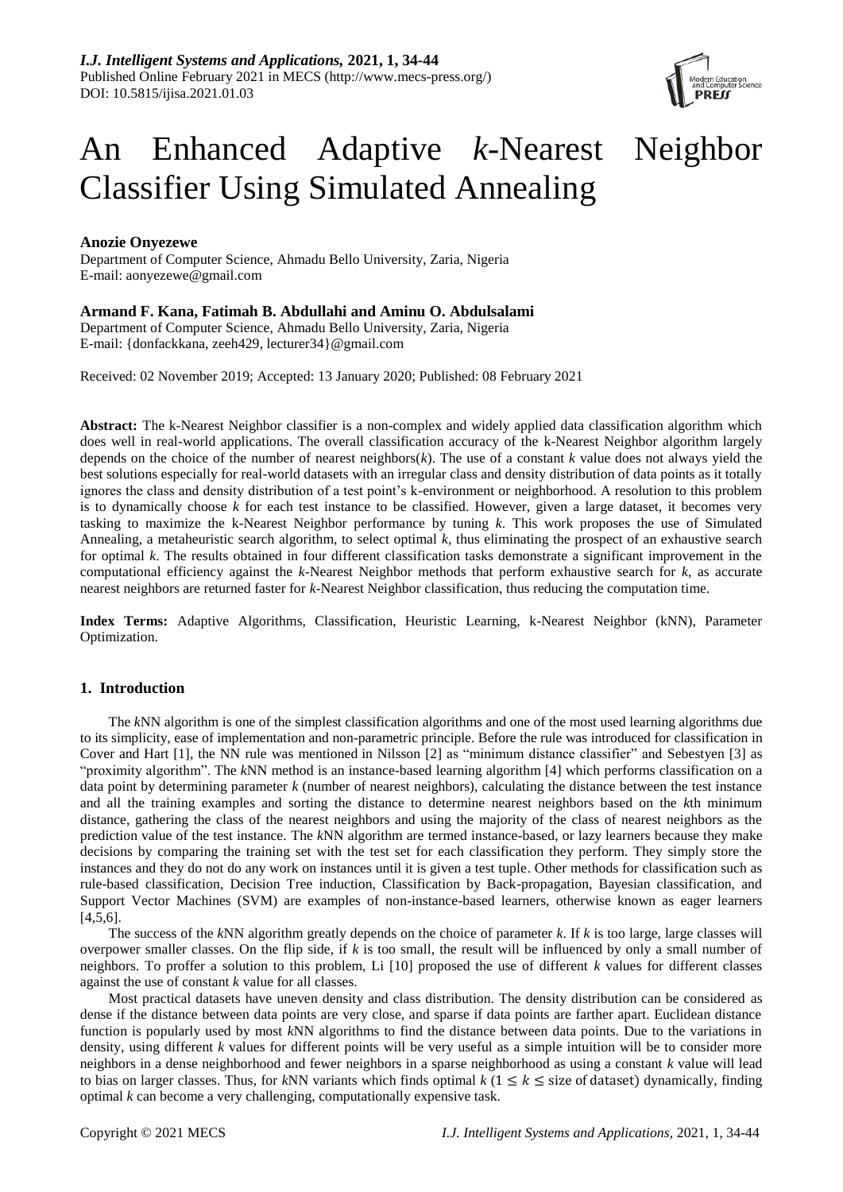# An Enhanced Adaptive *k*-Nearest Neighbor Classifier Using Simulated Annealing

**Anozie Onyezewe**
Department of Computer Science, Ahmadu Bello University, Zaria, Nigeria
E-mail: aonyezewe@gmail.com

**Armand F. Kana, Fatimah B. Abdullahi and Aminu O. Abdulsalami**
Department of Computer Science, Ahmadu Bello University, Zaria, Nigeria
E-mail: {donfackkana, zeeh429, lecturer34}@gmail.com

Received: 02 November 2019; Accepted: 13 January 2020; Published: 08 February 2021

**Abstract:** The k-Nearest Neighbor classifier is a non-complex and widely applied data classification algorithm which does well in real-world applications. The overall classification accuracy of the k-Nearest Neighbor algorithm largely depends on the choice of the number of nearest neighbors($k$). The use of a constant $k$ value does not always yield the best solutions especially for real-world datasets with an irregular class and density distribution of data points as it totally ignores the class and density distribution of a test point's k-environment or neighborhood. A resolution to this problem is to dynamically choose $k$ for each test instance to be classified. However, given a large dataset, it becomes very tasking to maximize the k-Nearest Neighbor performance by tuning $k$. This work proposes the use of Simulated Annealing, a metaheuristic search algorithm, to select optimal $k$, thus eliminating the prospect of an exhaustive search for optimal $k$. The results obtained in four different classification tasks demonstrate a significant improvement in the computational efficiency against the *k*-Nearest Neighbor methods that perform exhaustive search for $k$, as accurate nearest neighbors are returned faster for *k*-Nearest Neighbor classification, thus reducing the computation time.

**Index Terms:** Adaptive Algorithms, Classification, Heuristic Learning, k-Nearest Neighbor (kNN), Parameter Optimization.

## 1. Introduction

The *k*NN algorithm is one of the simplest classification algorithms and one of the most used learning algorithms due to its simplicity, ease of implementation and non-parametric principle. Before the rule was introduced for classification in Cover and Hart [1], the NN rule was mentioned in Nilsson [2] as "minimum distance classifier" and Sebestyen [3] as "proximity algorithm". The *k*NN method is an instance-based learning algorithm [4] which performs classification on a data point by determining parameter $k$ (number of nearest neighbors), calculating the distance between the test instance and all the training examples and sorting the distance to determine nearest neighbors based on the $k$th minimum distance, gathering the class of the nearest neighbors and using the majority of the class of nearest neighbors as the prediction value of the test instance. The *k*NN algorithm are termed instance-based, or lazy learners because they make decisions by comparing the training set with the test set for each classification they perform. They simply store the instances and they do not do any work on instances until it is given a test tuple. Other methods for classification such as rule-based classification, Decision Tree induction, Classification by Back-propagation, Bayesian classification, and Support Vector Machines (SVM) are examples of non-instance-based learners, otherwise known as eager learners [4,5,6].

The success of the *k*NN algorithm greatly depends on the choice of parameter $k$. If $k$ is too large, large classes will overpower smaller classes. On the flip side, if $k$ is too small, the result will be influenced by only a small number of neighbors. To proffer a solution to this problem, Li [10] proposed the use of different $k$ values for different classes against the use of constant $k$ value for all classes.

Most practical datasets have uneven density and class distribution. The density distribution can be considered as dense if the distance between data points are very close, and sparse if data points are farther apart. Euclidean distance function is popularly used by most *k*NN algorithms to find the distance between data points. Due to the variations in density, using different $k$ values for different points will be very useful as a simple intuition will be to consider more neighbors in a dense neighborhood and fewer neighbors in a sparse neighborhood as using a constant $k$ value will lead to bias on larger classes. Thus, for *k*NN variants which finds optimal $k$ ($1 \leq k \leq \text{size of dataset}$) dynamically, finding optimal $k$ can become a very challenging, computationally expensive task.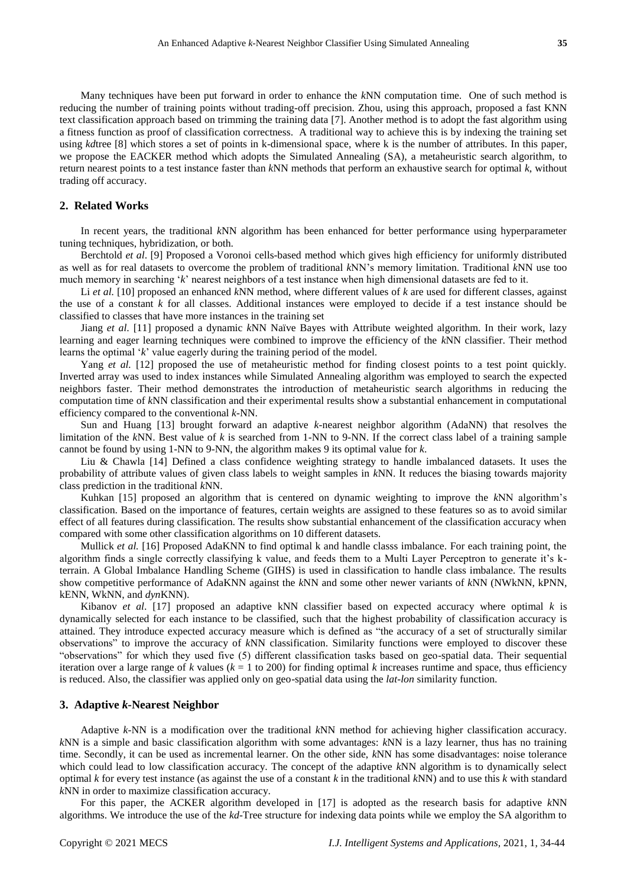Many techniques have been put forward in order to enhance the *k*NN computation time. One of such method is reducing the number of training points without trading-off precision. Zhou, using this approach, proposed a fast KNN text classification approach based on trimming the training data [7]. Another method is to adopt the fast algorithm using a fitness function as proof of classification correctness. A traditional way to achieve this is by indexing the training set using *kd*tree [8] which stores a set of points in k-dimensional space, where k is the number of attributes. In this paper, we propose the EACKER method which adopts the Simulated Annealing (SA), a metaheuristic search algorithm, to return nearest points to a test instance faster than *k*NN methods that perform an exhaustive search for optimal *k*, without trading off accuracy.

## 2. Related Works

In recent years, the traditional *k*NN algorithm has been enhanced for better performance using hyperparameter tuning techniques, hybridization, or both.

Berchtold *et al*. [9] Proposed a Voronoi cells-based method which gives high efficiency for uniformly distributed as well as for real datasets to overcome the problem of traditional *k*NN's memory limitation. Traditional *k*NN use too much memory in searching '*k*' nearest neighbors of a test instance when high dimensional datasets are fed to it.

Li *et al.* [10] proposed an enhanced *k*NN method, where different values of *k* are used for different classes, against the use of a constant *k* for all classes. Additional instances were employed to decide if a test instance should be classified to classes that have more instances in the training set

Jiang *et al*. [11] proposed a dynamic *k*NN Naïve Bayes with Attribute weighted algorithm. In their work, lazy learning and eager learning techniques were combined to improve the efficiency of the *k*NN classifier. Their method learns the optimal '*k*' value eagerly during the training period of the model.

Yang *et al.* [12] proposed the use of metaheuristic method for finding closest points to a test point quickly. Inverted array was used to index instances while Simulated Annealing algorithm was employed to search the expected neighbors faster. Their method demonstrates the introduction of metaheuristic search algorithms in reducing the computation time of *k*NN classification and their experimental results show a substantial enhancement in computational efficiency compared to the conventional *k*-NN.

Sun and Huang [13] brought forward an adaptive *k*-nearest neighbor algorithm (AdaNN) that resolves the limitation of the *k*NN. Best value of *k* is searched from 1-NN to 9-NN. If the correct class label of a training sample cannot be found by using 1-NN to 9-NN, the algorithm makes 9 its optimal value for *k*.

Liu & Chawla [14] Defined a class confidence weighting strategy to handle imbalanced datasets. It uses the probability of attribute values of given class labels to weight samples in *k*NN. It reduces the biasing towards majority class prediction in the traditional *k*NN.

Kuhkan [15] proposed an algorithm that is centered on dynamic weighting to improve the *k*NN algorithm's classification. Based on the importance of features, certain weights are assigned to these features so as to avoid similar effect of all features during classification. The results show substantial enhancement of the classification accuracy when compared with some other classification algorithms on 10 different datasets.

Mullick *et al.* [16] Proposed AdaKNN to find optimal k and handle classs imbalance. For each training point, the algorithm finds a single correctly classifying k value, and feeds them to a Multi Layer Perceptron to generate it's k-terrain. A Global Imbalance Handling Scheme (GIHS) is used in classification to handle class imbalance. The results show competitive performance of AdaKNN against the *k*NN and some other newer variants of *k*NN (NWkNN, kPNN, kENN, WkNN, and *dyn*KNN).

Kibanov *et al*. [17] proposed an adaptive kNN classifier based on expected accuracy where optimal *k* is dynamically selected for each instance to be classified, such that the highest probability of classification accuracy is attained. They introduce expected accuracy measure which is defined as "the accuracy of a set of structurally similar observations" to improve the accuracy of *k*NN classification. Similarity functions were employed to discover these "observations" for which they used five (5) different classification tasks based on geo-spatial data. Their sequential iteration over a large range of *k* values ($k$ = 1 to 200) for finding optimal *k* increases runtime and space, thus efficiency is reduced. Also, the classifier was applied only on geo-spatial data using the *lat-lon* similarity function.

## 3. Adaptive *k*-Nearest Neighbor

Adaptive *k*-NN is a modification over the traditional *k*NN method for achieving higher classification accuracy. *k*NN is a simple and basic classification algorithm with some advantages: *k*NN is a lazy learner, thus has no training time. Secondly, it can be used as incremental learner. On the other side, *k*NN has some disadvantages: noise tolerance which could lead to low classification accuracy. The concept of the adaptive *k*NN algorithm is to dynamically select optimal *k* for every test instance (as against the use of a constant *k* in the traditional *k*NN) and to use this *k* with standard *k*NN in order to maximize classification accuracy.

For this paper, the ACKER algorithm developed in [17] is adopted as the research basis for adaptive *k*NN algorithms. We introduce the use of the *kd*-Tree structure for indexing data points while we employ the SA algorithm to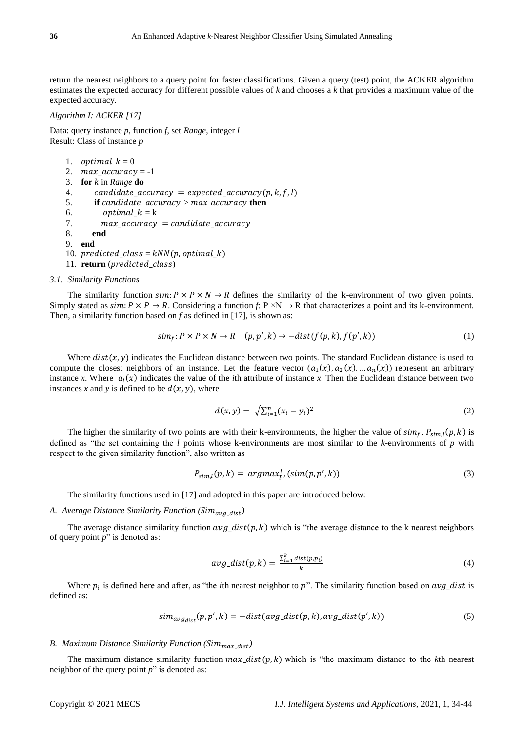return the nearest neighbors to a query point for faster classifications. Given a query (test) point, the ACKER algorithm estimates the expected accuracy for different possible values of $k$ and chooses a $k$ that provides a maximum value of the expected accuracy.

*Algorithm I: ACKER [17]*

Data: query instance $p$, function $f$, set *Range*, integer $l$
Result: Class of instance $p$

1. $optimal\_k = 0$
2. $max\_accuracy = -1$
3. **for** $k$ in *Range* **do**
4. $\quad candidate\_accuracy = expected\_accuracy(p, k, f, l)$
5. $\quad$ **if** $candidate\_accuracy > max\_accuracy$ **then**
6. $\quad\quad optimal\_k = k$
7. $\quad\quad max\_accuracy = candidate\_accuracy$
8. $\quad$ **end**
9. **end**
10. $predicted\_class = kNN(p, optimal\_k)$
11. **return** $(predicted\_class)$

### 3.1. Similarity Functions

The similarity function $sim: P \times P \times N \rightarrow R$ defines the similarity of the k-environment of two given points. Simply stated as $sim: P \times P \rightarrow R$. Considering a function $f$: $P \times N \rightarrow R$ that characterizes a point and its k-environment. Then, a similarity function based on $f$ as defined in [17], is shown as:

$$sim_f: P \times P \times N \rightarrow R \quad (p, p', k) \rightarrow -dist(f(p, k), f(p', k)) \tag{1}$$

Where $dist(x, y)$ indicates the Euclidean distance between two points. The standard Euclidean distance is used to compute the closest neighbors of an instance. Let the feature vector $(a_1(x), a_2(x), \dots a_n(x))$ represent an arbitrary instance $x$. Where $a_i(x)$ indicates the value of the $i$th attribute of instance $x$. Then the Euclidean distance between two instances $x$ and $y$ is defined to be $d(x, y)$, where

$$d(x, y) = \sqrt{\sum_{i=1}^{n} (x_i - y_i)^2} \tag{2}$$

The higher the similarity of two points are with their k-environments, the higher the value of $sim_f$. $P_{sim,l}(p, k)$ is defined as "the set containing the $l$ points whose k-environments are most similar to the $k$-environments of $p$ with respect to the given similarity function", also written as

$$P_{sim,l}(p, k) = argmax_{p'}^{l}, (sim(p, p', k)) \tag{3}$$

The similarity functions used in [17] and adopted in this paper are introduced below:

#### A. Average Distance Similarity Function ($Sim_{avg\_dist}$)

The average distance similarity function $avg\_dist(p, k)$ which is "the average distance to the k nearest neighbors of query point $p$" is denoted as:

$$avg\_dist(p, k) = \frac{\sum_{i=1}^{k} dist(p, p_i)}{k} \tag{4}$$

Where $p_i$ is defined here and after, as "the $i$th nearest neighbor to $p$". The similarity function based on $avg\_dist$ is defined as:

$$sim_{avg_{dist}}(p, p', k) = -dist(avg\_dist(p, k), avg\_dist(p', k)) \tag{5}$$

#### B. Maximum Distance Similarity Function ($Sim_{max\_dist}$)

The maximum distance similarity function $max\_dist(p, k)$ which is "the maximum distance to the $k$th nearest neighbor of the query point $p$" is denoted as: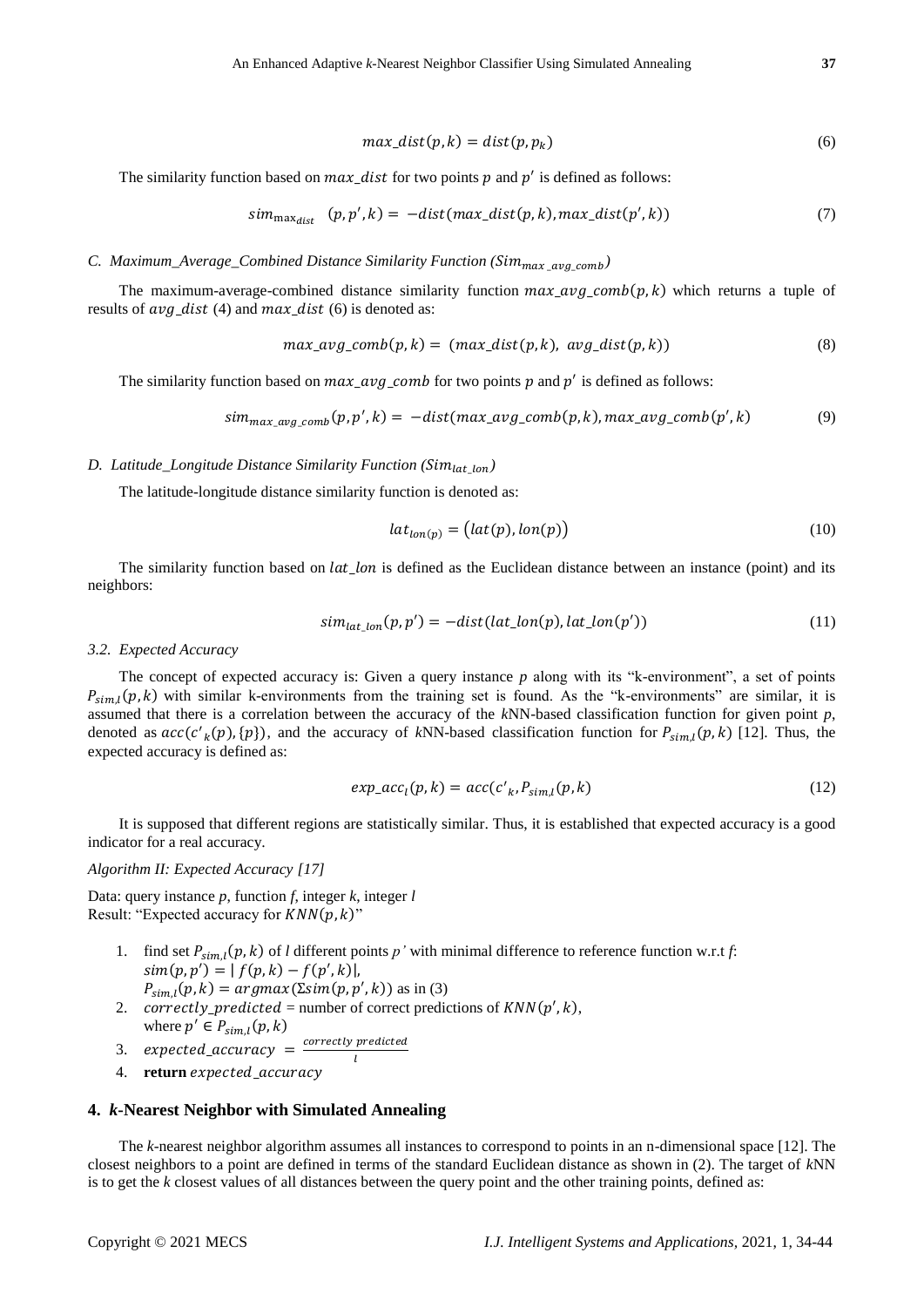$$max\_dist(p, k) = dist(p, p_k) \tag{6}$$

The similarity function based on $max\_dist$ for two points $p$ and $p'$ is defined as follows:

$$sim_{\max_{dist}} \ (p, p', k) = -dist(max\_dist(p, k), max\_dist(p', k)) \tag{7}$$

*C. Maximum_Average_Combined Distance Similarity Function ($Sim_{max\_avg\_comb}$)*

The maximum-average-combined distance similarity function $max\_avg\_comb(p, k)$ which returns a tuple of results of $avg\_dist$ (4) and $max\_dist$ (6) is denoted as:

$$max\_avg\_comb(p, k) = (max\_dist(p, k), \ avg\_dist(p, k)) \tag{8}$$

The similarity function based on $max\_avg\_comb$ for two points $p$ and $p'$ is defined as follows:

$$sim_{max\_avg\_comb}(p, p', k) = -dist(max\_avg\_comb(p, k), max\_avg\_comb(p', k) \tag{9}$$

*D. Latitude_Longitude Distance Similarity Function ($Sim_{lat\_lon}$)*

The latitude-longitude distance similarity function is denoted as:

$$lat_{lon(p)} = (lat(p), lon(p)) \tag{10}$$

The similarity function based on $lat\_lon$ is defined as the Euclidean distance between an instance (point) and its neighbors:

$$sim_{lat\_lon}(p, p') = -dist(lat\_lon(p), lat\_lon(p')) \tag{11}$$

*3.2. Expected Accuracy*

The concept of expected accuracy is: Given a query instance *p* along with its "k-environment", a set of points $P_{sim,l}(p, k)$ with similar k-environments from the training set is found. As the "k-environments" are similar, it is assumed that there is a correlation between the accuracy of the *k*NN-based classification function for given point *p*, denoted as $acc(c'_k(p), \{p\})$, and the accuracy of *k*NN-based classification function for $P_{sim,l}(p, k)$ [12]. Thus, the expected accuracy is defined as:

$$exp\_acc_l(p, k) = acc(c'_k, P_{sim,l}(p, k) \tag{12}$$

It is supposed that different regions are statistically similar. Thus, it is established that expected accuracy is a good indicator for a real accuracy.

*Algorithm II: Expected Accuracy [17]*

Data: query instance *p*, function *f*, integer *k*, integer *l*
Result: "Expected accuracy for $KNN(p, k)$"

1. find set $P_{sim,l}(p, k)$ of *l* different points *p'* with minimal difference to reference function w.r.t *f*:
   $sim(p, p') = |\ f(p, k) - f(p', k)|$,
   $P_{sim,l}(p, k) = argmax(\Sigma sim(p, p', k))$ as in (3)
2. $correctly\_predicted$ = number of correct predictions of $KNN(p', k)$,
   where $p' \in P_{sim,l}(p, k)$
3. $expected\_accuracy = \frac{correctly\ predicted}{l}$
4. **return** $expected\_accuracy$

## 4. *k*-Nearest Neighbor with Simulated Annealing

The *k*-nearest neighbor algorithm assumes all instances to correspond to points in an n-dimensional space [12]. The closest neighbors to a point are defined in terms of the standard Euclidean distance as shown in (2). The target of *k*NN is to get the *k* closest values of all distances between the query point and the other training points, defined as: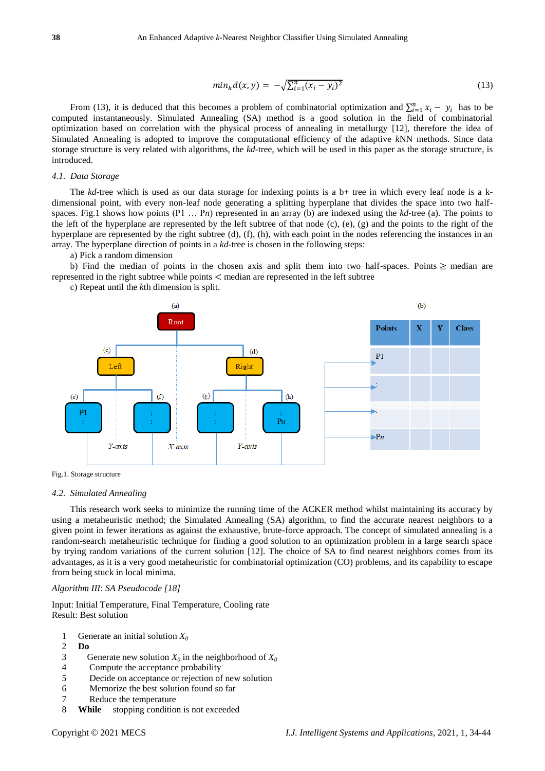$$min_k d(x, y) = -\sqrt{\sum_{i=1}^{n}(x_i - y_i)^2} \tag{13}$$

From (13), it is deduced that this becomes a problem of combinatorial optimization and $\sum_{i=1}^{n} x_i - y_i$ has to be computed instantaneously. Simulated Annealing (SA) method is a good solution in the field of combinatorial optimization based on correlation with the physical process of annealing in metallurgy [12], therefore the idea of Simulated Annealing is adopted to improve the computational efficiency of the adaptive *k*NN methods. Since data storage structure is very related with algorithms, the *kd*-tree, which will be used in this paper as the storage structure, is introduced.

### *4.1. Data Storage*

The *kd*-tree which is used as our data storage for indexing points is a b+ tree in which every leaf node is a k-dimensional point, with every non-leaf node generating a splitting hyperplane that divides the space into two half-spaces. Fig.1 shows how points (P1 … P*n*) represented in an array (b) are indexed using the *kd*-tree (a). The points to the left of the hyperplane are represented by the left subtree of that node (c), (e), (g) and the points to the right of the hyperplane are represented by the right subtree (d), (f), (h), with each point in the nodes referencing the instances in an array. The hyperplane direction of points in a *kd*-tree is chosen in the following steps:

a) Pick a random dimension

b) Find the median of points in the chosen axis and split them into two half-spaces. Points ≥ median are represented in the right subtree while points < median are represented in the left subtree

c) Repeat until the *k*th dimension is split.

(a)

Root

(c) Left

(d) Right

(e) P1 :

(f) : :

(g) : :

(h) : P*n*

Y-axis

X-axis

Y-axis

(b)

| Points | X | Y | Class |
|---|---|---|---|
| P1 | | | |
| : | | | |
| : | | | |
| P*n* | | | |

Fig.1. Storage structure

### *4.2. Simulated Annealing*

This research work seeks to minimize the running time of the ACKER method whilst maintaining its accuracy by using a metaheuristic method; the Simulated Annealing (SA) algorithm, to find the accurate nearest neighbors to a given point in fewer iterations as against the exhaustive, brute-force approach. The concept of simulated annealing is a random-search metaheuristic technique for finding a good solution to an optimization problem in a large search space by trying random variations of the current solution [12]. The choice of SA to find nearest neighbors comes from its advantages, as it is a very good metaheuristic for combinatorial optimization (CO) problems, and its capability to escape from being stuck in local minima.

*Algorithm III*: *SA Pseudocode [18]*

Input: Initial Temperature, Final Temperature, Cooling rate
Result: Best solution

```
1   Generate an initial solution X0
2   Do
3      Generate new solution X0 in the neighborhood of X0
4       Compute the acceptance probability
5       Decide on acceptance or rejection of new solution
6       Memorize the best solution found so far
7       Reduce the temperature
8   While    stopping condition is not exceeded
```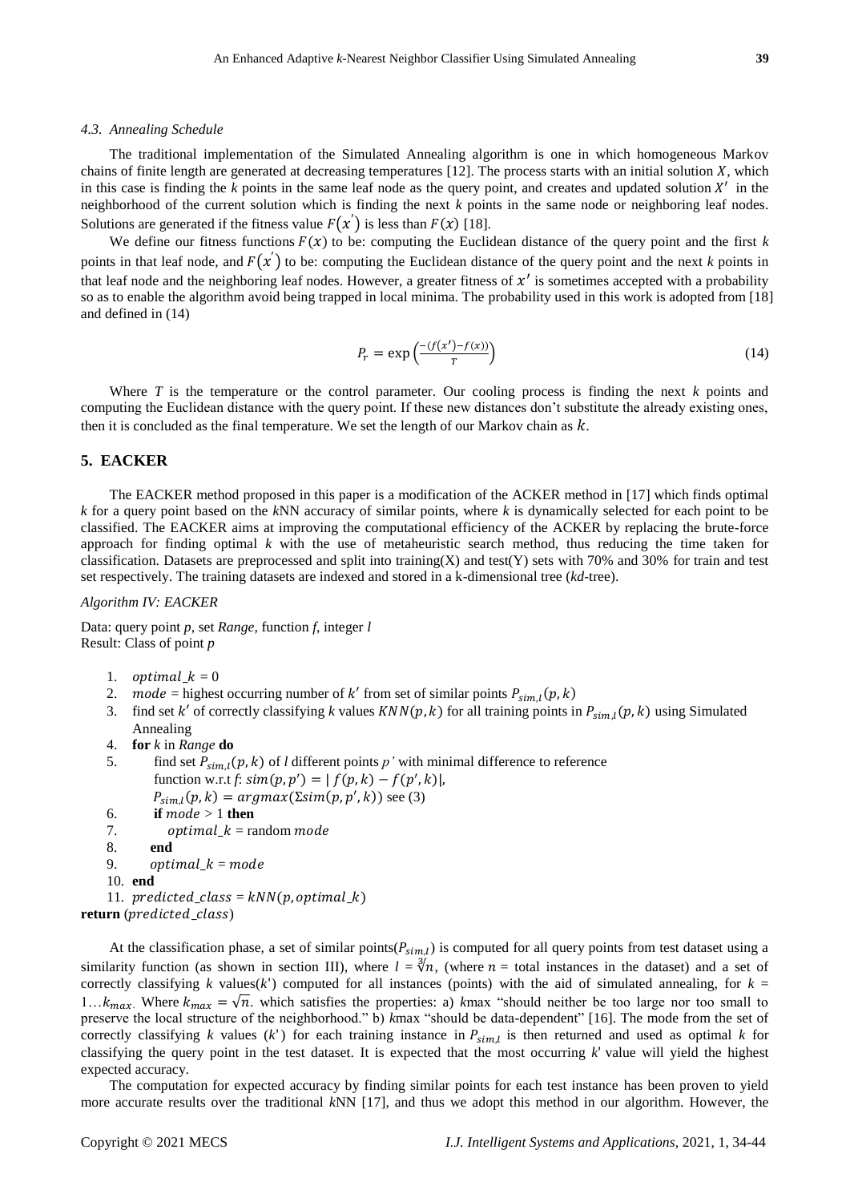#### 4.3. Annealing Schedule

The traditional implementation of the Simulated Annealing algorithm is one in which homogeneous Markov chains of finite length are generated at decreasing temperatures [12]. The process starts with an initial solution $X$, which in this case is finding the $k$ points in the same leaf node as the query point, and creates and updated solution $X'$ in the neighborhood of the current solution which is finding the next $k$ points in the same node or neighboring leaf nodes. Solutions are generated if the fitness value $F(x')$ is less than $F(x)$ [18].

We define our fitness functions $F(x)$ to be: computing the Euclidean distance of the query point and the first $k$ points in that leaf node, and $F(x')$ to be: computing the Euclidean distance of the query point and the next $k$ points in that leaf node and the neighboring leaf nodes. However, a greater fitness of $x'$ is sometimes accepted with a probability so as to enable the algorithm avoid being trapped in local minima. The probability used in this work is adopted from [18] and defined in (14)

$$P_r = \exp\left(\frac{-(f(x') - f(x))}{T}\right) \tag{14}$$

Where $T$ is the temperature or the control parameter. Our cooling process is finding the next $k$ points and computing the Euclidean distance with the query point. If these new distances don't substitute the already existing ones, then it is concluded as the final temperature. We set the length of our Markov chain as $k$.

## 5. EACKER

The EACKER method proposed in this paper is a modification of the ACKER method in [17] which finds optimal $k$ for a query point based on the $k$NN accuracy of similar points, where $k$ is dynamically selected for each point to be classified. The EACKER aims at improving the computational efficiency of the ACKER by replacing the brute-force approach for finding optimal $k$ with the use of metaheuristic search method, thus reducing the time taken for classification. Datasets are preprocessed and split into training(X) and test(Y) sets with 70% and 30% for train and test set respectively. The training datasets are indexed and stored in a k-dimensional tree ($kd$-tree).

*Algorithm IV: EACKER*

Data: query point $p$, set *Range*, function $f$, integer $l$
Result: Class of point $p$

1. $optimal\_k = 0$
2. $mode$ = highest occurring number of $k'$ from set of similar points $P_{sim,l}(p,k)$
3. find set $k'$ of correctly classifying $k$ values $KNN(p,k)$ for all training points in $P_{sim,l}(p,k)$ using Simulated Annealing
4. **for** $k$ in *Range* **do**
5. find set $P_{sim,l}(p,k)$ of $l$ different points $p'$ with minimal difference to reference function w.r.t $f$: $sim(p,p') = |\, f(p,k) - f(p',k)|$, $P_{sim,l}(p,k) = argmax(\Sigma sim(p,p',k))$ see (3)
6. **if** $mode > 1$ **then**
7. $optimal\_k$ = random $mode$
8. **end**
9. $optimal\_k = mode$
10. **end**
11. $predicted\_class = kNN(p, optimal\_k)$

**return** ($predicted\_class$)

At the classification phase, a set of similar points($P_{sim,l}$) is computed for all query points from test dataset using a similarity function (as shown in section III), where $l = \sqrt[3]{n}$, (where $n$ = total instances in the dataset) and a set of correctly classifying $k$ values($k'$) computed for all instances (points) with the aid of simulated annealing, for $k = 1 \ldots k_{max}$. Where $k_{max} = \sqrt{n}$. which satisfies the properties: a) $k$max "should neither be too large nor too small to preserve the local structure of the neighborhood." b) $k$max "should be data-dependent" [16]. The mode from the set of correctly classifying $k$ values ($k'$) for each training instance in $P_{sim,l}$ is then returned and used as optimal $k$ for classifying the query point in the test dataset. It is expected that the most occurring $k'$ value will yield the highest expected accuracy.

The computation for expected accuracy by finding similar points for each test instance has been proven to yield more accurate results over the traditional $k$NN [17], and thus we adopt this method in our algorithm. However, the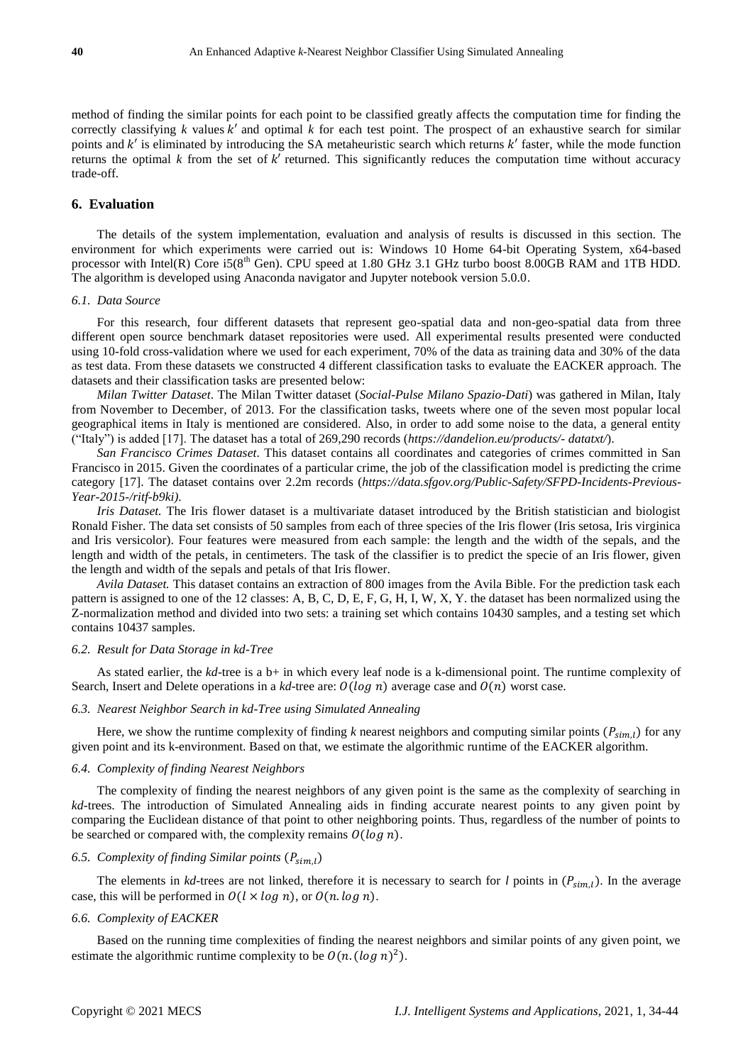method of finding the similar points for each point to be classified greatly affects the computation time for finding the correctly classifying $k$ values $k'$ and optimal $k$ for each test point. The prospect of an exhaustive search for similar points and $k'$ is eliminated by introducing the SA metaheuristic search which returns $k'$ faster, while the mode function returns the optimal $k$ from the set of $k'$ returned. This significantly reduces the computation time without accuracy trade-off.

## 6. Evaluation

The details of the system implementation, evaluation and analysis of results is discussed in this section. The environment for which experiments were carried out is: Windows 10 Home 64-bit Operating System, x64-based processor with Intel(R) Core i5(8[th] Gen). CPU speed at 1.80 GHz 3.1 GHz turbo boost 8.00GB RAM and 1TB HDD. The algorithm is developed using Anaconda navigator and Jupyter notebook version 5.0.0.

### *6.1. Data Source*

For this research, four different datasets that represent geo-spatial data and non-geo-spatial data from three different open source benchmark dataset repositories were used. All experimental results presented were conducted using 10-fold cross-validation where we used for each experiment, 70% of the data as training data and 30% of the data as test data. From these datasets we constructed 4 different classification tasks to evaluate the EACKER approach. The datasets and their classification tasks are presented below:

*Milan Twitter Dataset*. The Milan Twitter dataset (*Social-Pulse Milano Spazio-Dati*) was gathered in Milan, Italy from November to December, of 2013. For the classification tasks, tweets where one of the seven most popular local geographical items in Italy is mentioned are considered. Also, in order to add some noise to the data, a general entity ("Italy") is added [17]. The dataset has a total of 269,290 records (*https://dandelion.eu/products/- datatxt/*).

*San Francisco Crimes Dataset*. This dataset contains all coordinates and categories of crimes committed in San Francisco in 2015. Given the coordinates of a particular crime, the job of the classification model is predicting the crime category [17]. The dataset contains over 2.2m records (*https://data.sfgov.org/Public-Safety/SFPD-Incidents-Previous-Year-2015-/ritf-b9ki)*.

*Iris Dataset.* The Iris flower dataset is a multivariate dataset introduced by the British statistician and biologist Ronald Fisher. The data set consists of 50 samples from each of three species of the Iris flower (Iris setosa, Iris virginica and Iris versicolor). Four features were measured from each sample: the length and the width of the sepals, and the length and width of the petals, in centimeters. The task of the classifier is to predict the specie of an Iris flower, given the length and width of the sepals and petals of that Iris flower.

*Avila Dataset.* This dataset contains an extraction of 800 images from the Avila Bible. For the prediction task each pattern is assigned to one of the 12 classes: A, B, C, D, E, F, G, H, I, W, X, Y. the dataset has been normalized using the Z-normalization method and divided into two sets: a training set which contains 10430 samples, and a testing set which contains 10437 samples.

### *6.2. Result for Data Storage in kd-Tree*

As stated earlier, the *kd*-tree is a b+ in which every leaf node is a k-dimensional point. The runtime complexity of Search, Insert and Delete operations in a *kd*-tree are: $O(log\ n)$ average case and $O(n)$ worst case.

### *6.3. Nearest Neighbor Search in kd-Tree using Simulated Annealing*

Here, we show the runtime complexity of finding *k* nearest neighbors and computing similar points ($P_{sim,l}$) for any given point and its k-environment. Based on that, we estimate the algorithmic runtime of the EACKER algorithm.

### *6.4. Complexity of finding Nearest Neighbors*

The complexity of finding the nearest neighbors of any given point is the same as the complexity of searching in *kd*-trees. The introduction of Simulated Annealing aids in finding accurate nearest points to any given point by comparing the Euclidean distance of that point to other neighboring points. Thus, regardless of the number of points to be searched or compared with, the complexity remains $O(log\ n)$.

### *6.5. Complexity of finding Similar points* ($P_{sim,l}$)

The elements in *kd*-trees are not linked, therefore it is necessary to search for *l* points in ($P_{sim,l}$). In the average case, this will be performed in $O(l \times log\ n)$, or $O(n.\ log\ n)$.

### *6.6. Complexity of EACKER*

Based on the running time complexities of finding the nearest neighbors and similar points of any given point, we estimate the algorithmic runtime complexity to be $O(n.\ (log\ n)^2)$.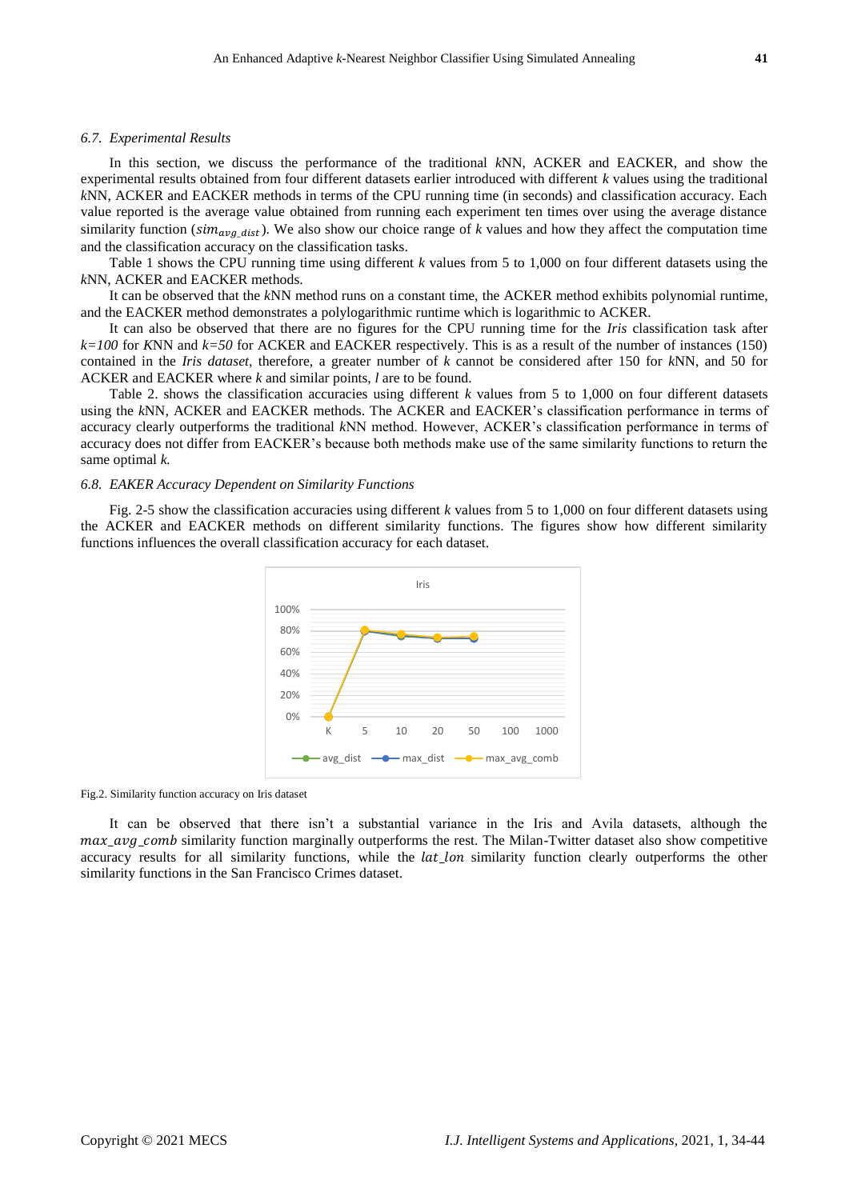### 6.7. Experimental Results

In this section, we discuss the performance of the traditional *k*NN, ACKER and EACKER, and show the experimental results obtained from four different datasets earlier introduced with different *k* values using the traditional *k*NN, ACKER and EACKER methods in terms of the CPU running time (in seconds) and classification accuracy. Each value reported is the average value obtained from running each experiment ten times over using the average distance similarity function ($sim_{avg\_dist}$). We also show our choice range of *k* values and how they affect the computation time and the classification accuracy on the classification tasks.

Table 1 shows the CPU running time using different *k* values from 5 to 1,000 on four different datasets using the *k*NN, ACKER and EACKER methods.

It can be observed that the *k*NN method runs on a constant time, the ACKER method exhibits polynomial runtime, and the EACKER method demonstrates a polylogarithmic runtime which is logarithmic to ACKER.

It can also be observed that there are no figures for the CPU running time for the *Iris* classification task after *k=100* for *K*NN and *k=50* for ACKER and EACKER respectively. This is as a result of the number of instances (150) contained in the *Iris dataset*, therefore, a greater number of *k* cannot be considered after 150 for *k*NN, and 50 for ACKER and EACKER where *k* and similar points, *l* are to be found.

Table 2. shows the classification accuracies using different *k* values from 5 to 1,000 on four different datasets using the *k*NN, ACKER and EACKER methods. The ACKER and EACKER's classification performance in terms of accuracy clearly outperforms the traditional *k*NN method. However, ACKER's classification performance in terms of accuracy does not differ from EACKER's because both methods make use of the same similarity functions to return the same optimal *k.*

### 6.8. EAKER Accuracy Dependent on Similarity Functions

Fig. 2-5 show the classification accuracies using different *k* values from 5 to 1,000 on four different datasets using the ACKER and EACKER methods on different similarity functions. The figures show how different similarity functions influences the overall classification accuracy for each dataset.

Iris

100%
80%
60%
40%
20%
0%

K 5 10 20 50 100 1000

avg_dist max_dist max_avg_comb

Fig.2. Similarity function accuracy on Iris dataset

It can be observed that there isn't a substantial variance in the Iris and Avila datasets, although the $max\_avg\_comb$ similarity function marginally outperforms the rest. The Milan-Twitter dataset also show competitive accuracy results for all similarity functions, while the $lat\_lon$ similarity function clearly outperforms the other similarity functions in the San Francisco Crimes dataset.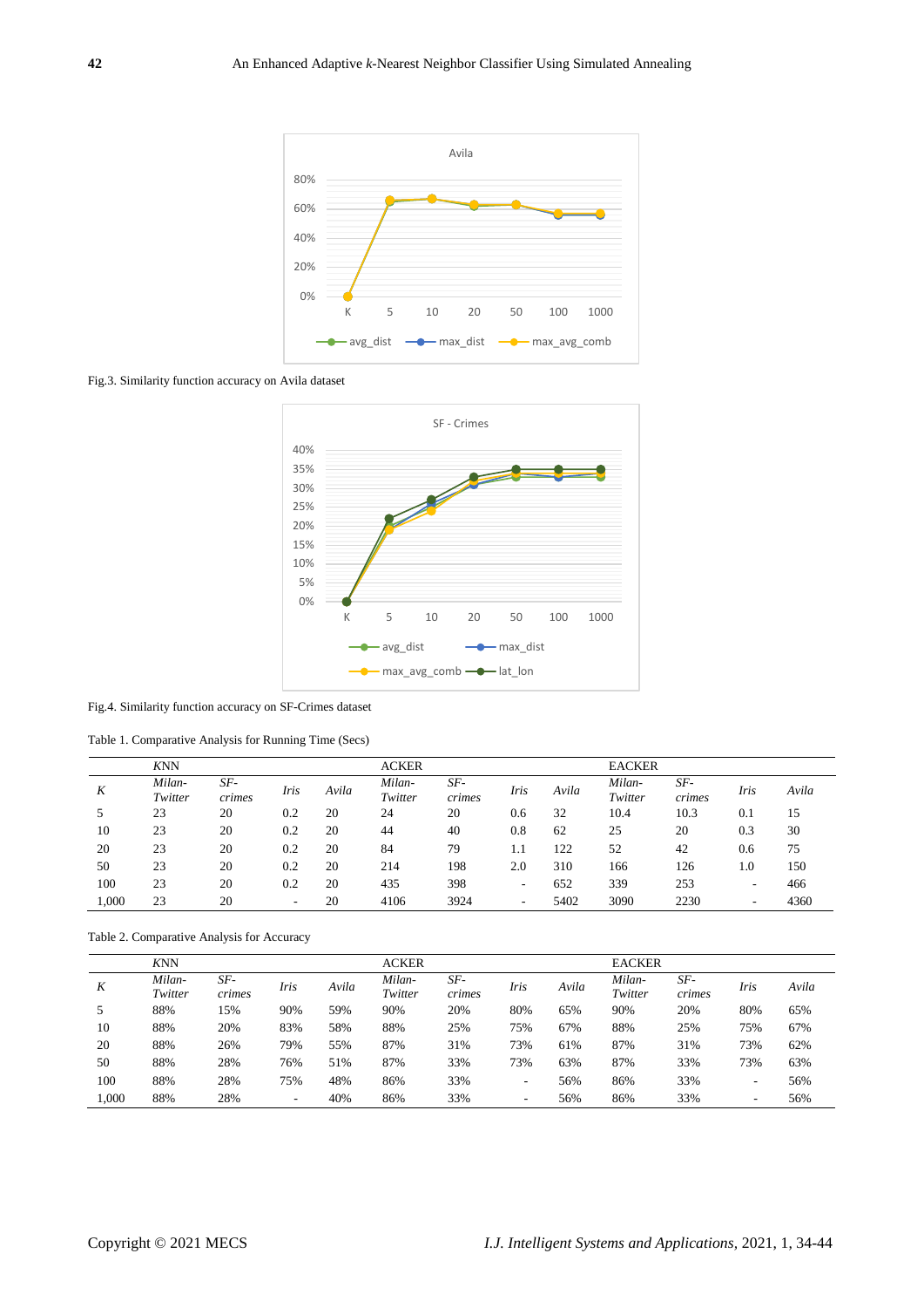Avila

80%
60%
40%
20%
0%

K 5 10 20 50 100 1000

avg_dist max_dist max_avg_comb

Fig.3. Similarity function accuracy on Avila dataset

SF - Crimes

40%
35%
30%
25%
20%
15%
10%
5%
0%

K 5 10 20 50 100 1000

avg_dist max_dist max_avg_comb lat_lon

Fig.4. Similarity function accuracy on SF-Crimes dataset

Table 1. Comparative Analysis for Running Time (Secs)

| | KNN | | | | ACKER | | | | EACKER | | | |
|---|---|---|---|---|---|---|---|---|---|---|---|---|
| *K* | *Milan-Twitter* | *SF-crimes* | *Iris* | *Avila* | *Milan-Twitter* | *SF-crimes* | *Iris* | *Avila* | *Milan-Twitter* | *SF-crimes* | *Iris* | *Avila* |
| 5 | 23 | 20 | 0.2 | 20 | 24 | 20 | 0.6 | 32 | 10.4 | 10.3 | 0.1 | 15 |
| 10 | 23 | 20 | 0.2 | 20 | 44 | 40 | 0.8 | 62 | 25 | 20 | 0.3 | 30 |
| 20 | 23 | 20 | 0.2 | 20 | 84 | 79 | 1.1 | 122 | 52 | 42 | 0.6 | 75 |
| 50 | 23 | 20 | 0.2 | 20 | 214 | 198 | 2.0 | 310 | 166 | 126 | 1.0 | 150 |
| 100 | 23 | 20 | 0.2 | 20 | 435 | 398 | - | 652 | 339 | 253 | - | 466 |
| 1,000 | 23 | 20 | - | 20 | 4106 | 3924 | - | 5402 | 3090 | 2230 | - | 4360 |

Table 2. Comparative Analysis for Accuracy

| | KNN | | | | ACKER | | | | EACKER | | | |
|---|---|---|---|---|---|---|---|---|---|---|---|---|
| *K* | *Milan-Twitter* | *SF-crimes* | *Iris* | *Avila* | *Milan-Twitter* | *SF-crimes* | *Iris* | *Avila* | *Milan-Twitter* | *SF-crimes* | *Iris* | *Avila* |
| 5 | 88% | 15% | 90% | 59% | 90% | 20% | 80% | 65% | 90% | 20% | 80% | 65% |
| 10 | 88% | 20% | 83% | 58% | 88% | 25% | 75% | 67% | 88% | 25% | 75% | 67% |
| 20 | 88% | 26% | 79% | 55% | 87% | 31% | 73% | 61% | 87% | 31% | 73% | 62% |
| 50 | 88% | 28% | 76% | 51% | 87% | 33% | 73% | 63% | 87% | 33% | 73% | 63% |
| 100 | 88% | 28% | 75% | 48% | 86% | 33% | - | 56% | 86% | 33% | - | 56% |
| 1,000 | 88% | 28% | - | 40% | 86% | 33% | - | 56% | 86% | 33% | - | 56% |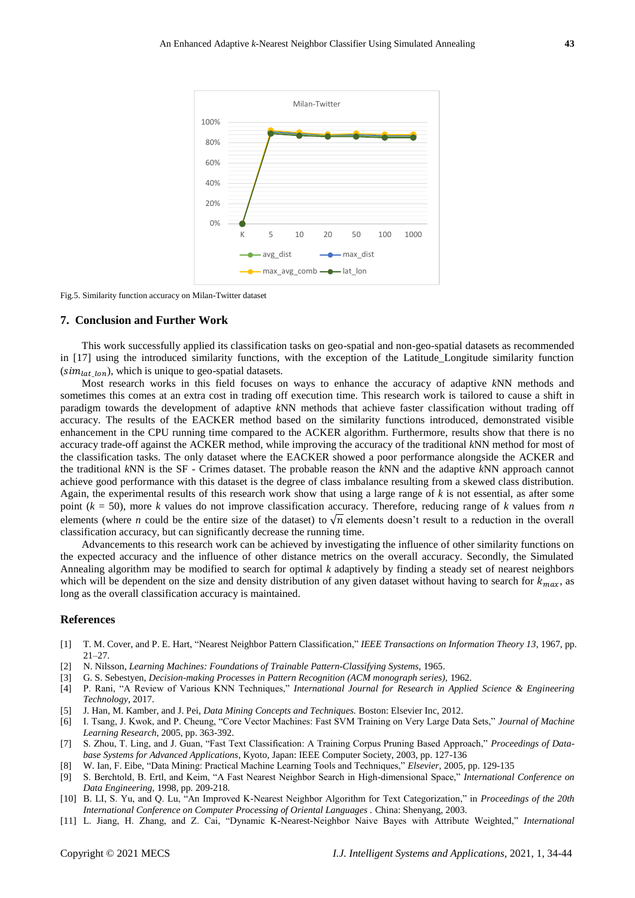Milan-Twitter

100%
80%
60%
40%
20%
0%

K 5 10 20 50 100 1000

avg_dist
max_dist
max_avg_comb
lat_lon

Fig.5. Similarity function accuracy on Milan-Twitter dataset

## 7. Conclusion and Further Work

This work successfully applied its classification tasks on geo-spatial and non-geo-spatial datasets as recommended in [17] using the introduced similarity functions, with the exception of the Latitude_Longitude similarity function ($sim_{lat\_lon}$), which is unique to geo-spatial datasets.

Most research works in this field focuses on ways to enhance the accuracy of adaptive *k*NN methods and sometimes this comes at an extra cost in trading off execution time. This research work is tailored to cause a shift in paradigm towards the development of adaptive *k*NN methods that achieve faster classification without trading off accuracy. The results of the EACKER method based on the similarity functions introduced, demonstrated visible enhancement in the CPU running time compared to the ACKER algorithm. Furthermore, results show that there is no accuracy trade-off against the ACKER method, while improving the accuracy of the traditional *k*NN method for most of the classification tasks. The only dataset where the EACKER showed a poor performance alongside the ACKER and the traditional *k*NN is the SF - Crimes dataset. The probable reason the *k*NN and the adaptive *k*NN approach cannot achieve good performance with this dataset is the degree of class imbalance resulting from a skewed class distribution. Again, the experimental results of this research work show that using a large range of *k* is not essential, as after some point ($k$ = 50), more *k* values do not improve classification accuracy. Therefore, reducing range of *k* values from *n* elements (where *n* could be the entire size of the dataset) to $\sqrt{n}$ elements doesn't result to a reduction in the overall classification accuracy, but can significantly decrease the running time.

Advancements to this research work can be achieved by investigating the influence of other similarity functions on the expected accuracy and the influence of other distance metrics on the overall accuracy. Secondly, the Simulated Annealing algorithm may be modified to search for optimal *k* adaptively by finding a steady set of nearest neighbors which will be dependent on the size and density distribution of any given dataset without having to search for $k_{max}$, as long as the overall classification accuracy is maintained.

## References

[1] T. M. Cover, and P. E. Hart, "Nearest Neighbor Pattern Classification," *IEEE Transactions on Information Theory 13*, 1967, pp. 21–27.

[2] N. Nilsson, *Learning Machines: Foundations of Trainable Pattern-Classifying Systems*, 1965.

[3] G. S. Sebestyen, *Decision-making Processes in Pattern Recognition (ACM monograph series)*, 1962.

[4] P. Rani, "A Review of Various KNN Techniques," *International Journal for Research in Applied Science & Engineering Technology*, 2017.

[5] J. Han, M. Kamber, and J. Pei, *Data Mining Concepts and Techniques.* Boston: Elsevier Inc, 2012.

[6] I. Tsang, J. Kwok, and P. Cheung, "Core Vector Machines: Fast SVM Training on Very Large Data Sets," *Journal of Machine Learning Research*, 2005, pp. 363-392.

[7] S. Zhou, T. Ling, and J. Guan, "Fast Text Classification: A Training Corpus Pruning Based Approach," *Proceedings of Database Systems for Advanced Applications*, Kyoto, Japan: IEEE Computer Society, 2003, pp. 127-136

[8] W. Ian, F. Eibe, "Data Mining: Practical Machine Learning Tools and Techniques," *Elsevier*, 2005, pp. 129-135

[9] S. Berchtold, B. Ertl, and Keim, "A Fast Nearest Neighbor Search in High-dimensional Space," *International Conference on Data Engineering*, 1998, pp. 209-218.

[10] B. LI, S. Yu, and Q. Lu, "An Improved K-Nearest Neighbor Algorithm for Text Categorization," in *Proceedings of the 20th International Conference on Computer Processing of Oriental Languages* . China: Shenyang, 2003.

[11] L. Jiang, H. Zhang, and Z. Cai, "Dynamic K-Nearest-Neighbor Naive Bayes with Attribute Weighted," *International*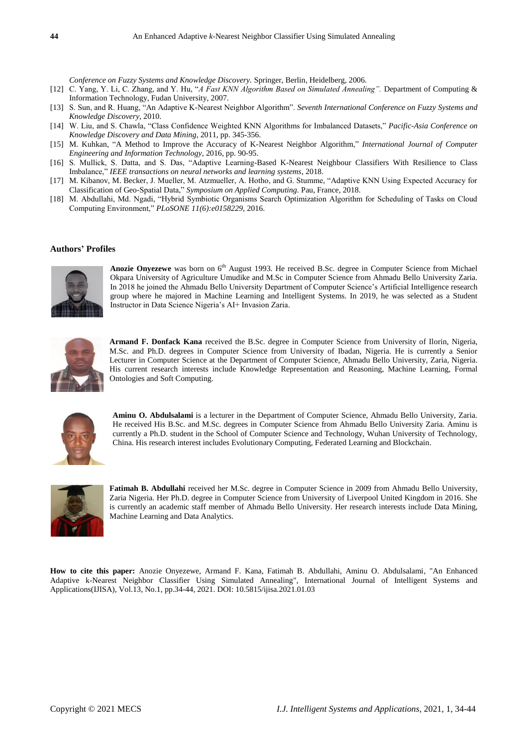*Conference on Fuzzy Systems and Knowledge Discovery.* Springer, Berlin, Heidelberg, 2006.

[12] C. Yang, Y. Li, C. Zhang, and Y. Hu, "*A Fast KNN Algorithm Based on Simulated Annealing".* Department of Computing & Information Technology, Fudan University, 2007.

[13] S. Sun, and R. Huang, "An Adaptive K-Nearest Neighbor Algorithm". *Seventh International Conference on Fuzzy Systems and Knowledge Discovery*, 2010.

[14] W. Liu, and S. Chawla, "Class Confidence Weighted KNN Algorithms for Imbalanced Datasets," *Pacific-Asia Conference on Knowledge Discovery and Data Mining*, 2011, pp. 345-356.

[15] M. Kuhkan, "A Method to Improve the Accuracy of K-Nearest Neighbor Algorithm," *International Journal of Computer Engineering and Information Technology*, 2016, pp. 90-95.

[16] S. Mullick, S. Datta, and S. Das, "Adaptive Learning-Based K-Nearest Neighbour Classifiers With Resilience to Class Imbalance," *IEEE transactions on neural networks and learning systems*, 2018.

[17] M. Kibanov, M. Becker, J. Mueller, M. Atzmueller, A. Hotho, and G. Stumme, "Adaptive KNN Using Expected Accuracy for Classification of Geo-Spatial Data," *Symposium on Applied Computing.* Pau, France, 2018.

[18] M. Abdullahi, Md. Ngadi, "Hybrid Symbiotic Organisms Search Optimization Algorithm for Scheduling of Tasks on Cloud Computing Environment," *PLoSONE 11(6):e0158229*, 2016.

## Authors' Profiles

**Anozie Onyezewe** was born on 6th August 1993. He received B.Sc. degree in Computer Science from Michael Okpara University of Agriculture Umudike and M.Sc in Computer Science from Ahmadu Bello University Zaria. In 2018 he joined the Ahmadu Bello University Department of Computer Science's Artificial Intelligence research group where he majored in Machine Learning and Intelligent Systems. In 2019, he was selected as a Student Instructor in Data Science Nigeria's AI+ Invasion Zaria.

**Armand F. Donfack Kana** received the B.Sc. degree in Computer Science from University of Ilorin, Nigeria, M.Sc. and Ph.D. degrees in Computer Science from University of Ibadan, Nigeria. He is currently a Senior Lecturer in Computer Science at the Department of Computer Science, Ahmadu Bello University, Zaria, Nigeria. His current research interests include Knowledge Representation and Reasoning, Machine Learning, Formal Ontologies and Soft Computing.

**Aminu O. Abdulsalami** is a lecturer in the Department of Computer Science, Ahmadu Bello University, Zaria. He received His B.Sc. and M.Sc. degrees in Computer Science from Ahmadu Bello University Zaria. Aminu is currently a Ph.D. student in the School of Computer Science and Technology, Wuhan University of Technology, China. His research interest includes Evolutionary Computing, Federated Learning and Blockchain.

**Fatimah B. Abdullahi** received her M.Sc. degree in Computer Science in 2009 from Ahmadu Bello University, Zaria Nigeria. Her Ph.D. degree in Computer Science from University of Liverpool United Kingdom in 2016. She is currently an academic staff member of Ahmadu Bello University. Her research interests include Data Mining, Machine Learning and Data Analytics.

**How to cite this paper:** Anozie Onyezewe, Armand F. Kana, Fatimah B. Abdullahi, Aminu O. Abdulsalami, "An Enhanced Adaptive k-Nearest Neighbor Classifier Using Simulated Annealing", International Journal of Intelligent Systems and Applications(IJISA), Vol.13, No.1, pp.34-44, 2021. DOI: 10.5815/ijisa.2021.01.03